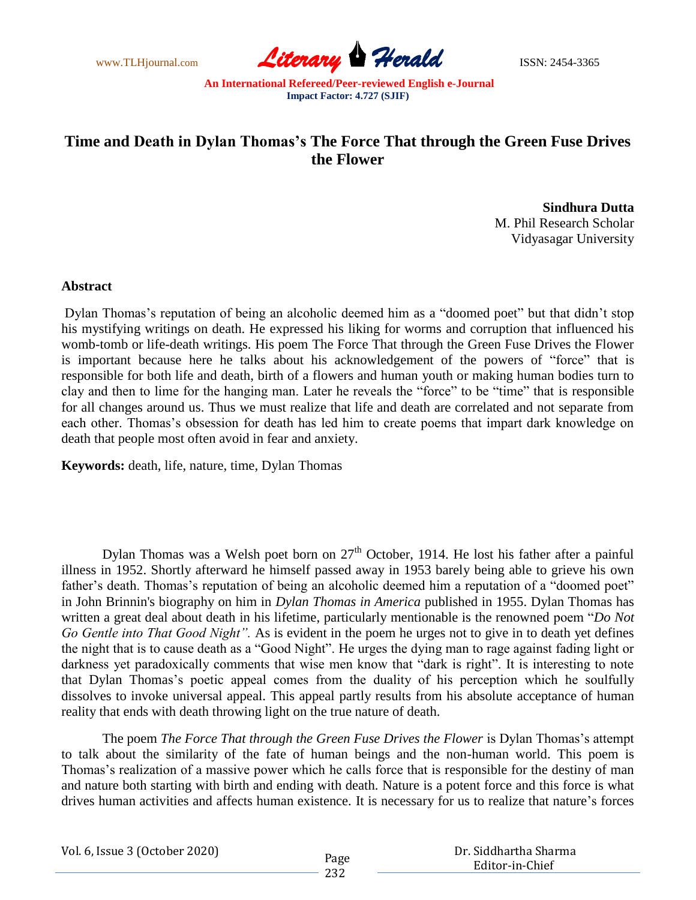# Time and Death in Dylan Thomas's The Force That through the Green Fuse Drives the Flower

**Sindhura Dutta**
M. Phil Research Scholar
Vidyasagar University

**Abstract**

Dylan Thomas's reputation of being an alcoholic deemed him as a "doomed poet" but that didn't stop his mystifying writings on death. He expressed his liking for worms and corruption that influenced his womb-tomb or life-death writings. His poem The Force That through the Green Fuse Drives the Flower is important because here he talks about his acknowledgement of the powers of "force" that is responsible for both life and death, birth of a flowers and human youth or making human bodies turn to clay and then to lime for the hanging man. Later he reveals the "force" to be "time" that is responsible for all changes around us. Thus we must realize that life and death are correlated and not separate from each other. Thomas's obsession for death has led him to create poems that impart dark knowledge on death that people most often avoid in fear and anxiety.

**Keywords:** death, life, nature, time, Dylan Thomas

Dylan Thomas was a Welsh poet born on 27th October, 1914. He lost his father after a painful illness in 1952. Shortly afterward he himself passed away in 1953 barely being able to grieve his own father's death. Thomas's reputation of being an alcoholic deemed him a reputation of a "doomed poet" in John Brinnin's biography on him in *Dylan Thomas in America* published in 1955. Dylan Thomas has written a great deal about death in his lifetime, particularly mentionable is the renowned poem "*Do Not Go Gentle into That Good Night".* As is evident in the poem he urges not to give in to death yet defines the night that is to cause death as a "Good Night". He urges the dying man to rage against fading light or darkness yet paradoxically comments that wise men know that "dark is right". It is interesting to note that Dylan Thomas's poetic appeal comes from the duality of his perception which he soulfully dissolves to invoke universal appeal. This appeal partly results from his absolute acceptance of human reality that ends with death throwing light on the true nature of death.

The poem *The Force That through the Green Fuse Drives the Flower* is Dylan Thomas's attempt to talk about the similarity of the fate of human beings and the non-human world. This poem is Thomas's realization of a massive power which he calls force that is responsible for the destiny of man and nature both starting with birth and ending with death. Nature is a potent force and this force is what drives human activities and affects human existence. It is necessary for us to realize that nature's forces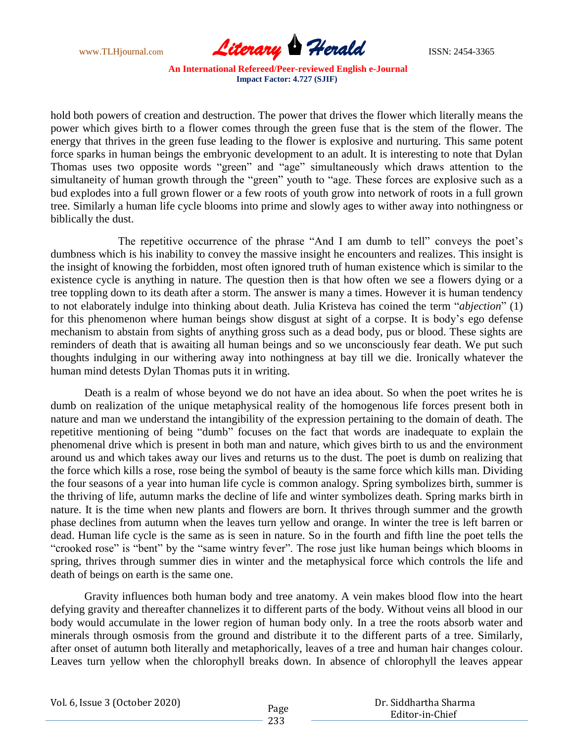hold both powers of creation and destruction. The power that drives the flower which literally means the power which gives birth to a flower comes through the green fuse that is the stem of the flower. The energy that thrives in the green fuse leading to the flower is explosive and nurturing. This same potent force sparks in human beings the embryonic development to an adult. It is interesting to note that Dylan Thomas uses two opposite words "green" and "age" simultaneously which draws attention to the simultaneity of human growth through the "green" youth to "age. These forces are explosive such as a bud explodes into a full grown flower or a few roots of youth grow into network of roots in a full grown tree. Similarly a human life cycle blooms into prime and slowly ages to wither away into nothingness or biblically the dust.

The repetitive occurrence of the phrase "And I am dumb to tell" conveys the poet's dumbness which is his inability to convey the massive insight he encounters and realizes. This insight is the insight of knowing the forbidden, most often ignored truth of human existence which is similar to the existence cycle is anything in nature. The question then is that how often we see a flowers dying or a tree toppling down to its death after a storm. The answer is many a times. However it is human tendency to not elaborately indulge into thinking about death. Julia Kristeva has coined the term "*abjection*" (1) for this phenomenon where human beings show disgust at sight of a corpse. It is body's ego defense mechanism to abstain from sights of anything gross such as a dead body, pus or blood. These sights are reminders of death that is awaiting all human beings and so we unconsciously fear death. We put such thoughts indulging in our withering away into nothingness at bay till we die. Ironically whatever the human mind detests Dylan Thomas puts it in writing.

Death is a realm of whose beyond we do not have an idea about. So when the poet writes he is dumb on realization of the unique metaphysical reality of the homogenous life forces present both in nature and man we understand the intangibility of the expression pertaining to the domain of death. The repetitive mentioning of being "dumb" focuses on the fact that words are inadequate to explain the phenomenal drive which is present in both man and nature, which gives birth to us and the environment around us and which takes away our lives and returns us to the dust. The poet is dumb on realizing that the force which kills a rose, rose being the symbol of beauty is the same force which kills man. Dividing the four seasons of a year into human life cycle is common analogy. Spring symbolizes birth, summer is the thriving of life, autumn marks the decline of life and winter symbolizes death. Spring marks birth in nature. It is the time when new plants and flowers are born. It thrives through summer and the growth phase declines from autumn when the leaves turn yellow and orange. In winter the tree is left barren or dead. Human life cycle is the same as is seen in nature. So in the fourth and fifth line the poet tells the "crooked rose" is "bent" by the "same wintry fever". The rose just like human beings which blooms in spring, thrives through summer dies in winter and the metaphysical force which controls the life and death of beings on earth is the same one.

Gravity influences both human body and tree anatomy. A vein makes blood flow into the heart defying gravity and thereafter channelizes it to different parts of the body. Without veins all blood in our body would accumulate in the lower region of human body only. In a tree the roots absorb water and minerals through osmosis from the ground and distribute it to the different parts of a tree. Similarly, after onset of autumn both literally and metaphorically, leaves of a tree and human hair changes colour. Leaves turn yellow when the chlorophyll breaks down. In absence of chlorophyll the leaves appear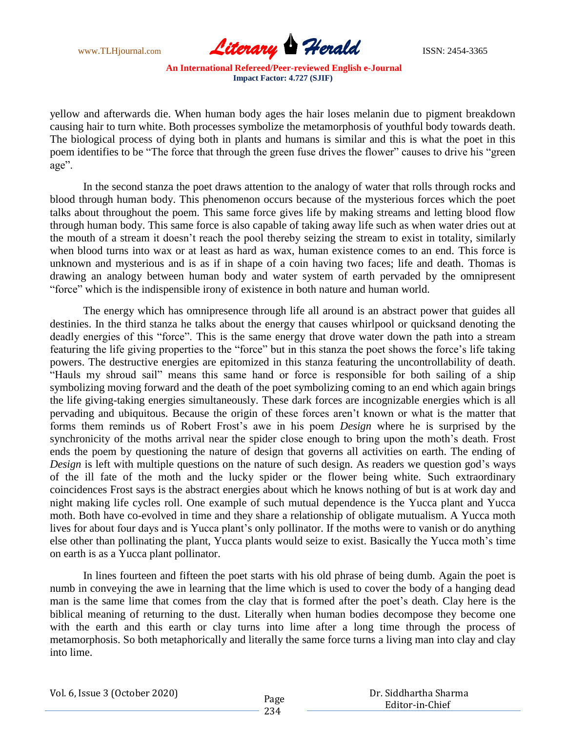yellow and afterwards die. When human body ages the hair loses melanin due to pigment breakdown causing hair to turn white. Both processes symbolize the metamorphosis of youthful body towards death. The biological process of dying both in plants and humans is similar and this is what the poet in this poem identifies to be "The force that through the green fuse drives the flower" causes to drive his "green age".

In the second stanza the poet draws attention to the analogy of water that rolls through rocks and blood through human body. This phenomenon occurs because of the mysterious forces which the poet talks about throughout the poem. This same force gives life by making streams and letting blood flow through human body. This same force is also capable of taking away life such as when water dries out at the mouth of a stream it doesn't reach the pool thereby seizing the stream to exist in totality, similarly when blood turns into wax or at least as hard as wax, human existence comes to an end. This force is unknown and mysterious and is as if in shape of a coin having two faces; life and death. Thomas is drawing an analogy between human body and water system of earth pervaded by the omnipresent "force" which is the indispensible irony of existence in both nature and human world.

The energy which has omnipresence through life all around is an abstract power that guides all destinies. In the third stanza he talks about the energy that causes whirlpool or quicksand denoting the deadly energies of this "force". This is the same energy that drove water down the path into a stream featuring the life giving properties to the "force" but in this stanza the poet shows the force's life taking powers. The destructive energies are epitomized in this stanza featuring the uncontrollability of death. "Hauls my shroud sail" means this same hand or force is responsible for both sailing of a ship symbolizing moving forward and the death of the poet symbolizing coming to an end which again brings the life giving-taking energies simultaneously. These dark forces are incognizable energies which is all pervading and ubiquitous. Because the origin of these forces aren't known or what is the matter that forms them reminds us of Robert Frost's awe in his poem *Design* where he is surprised by the synchronicity of the moths arrival near the spider close enough to bring upon the moth's death. Frost ends the poem by questioning the nature of design that governs all activities on earth. The ending of *Design* is left with multiple questions on the nature of such design. As readers we question god's ways of the ill fate of the moth and the lucky spider or the flower being white. Such extraordinary coincidences Frost says is the abstract energies about which he knows nothing of but is at work day and night making life cycles roll. One example of such mutual dependence is the Yucca plant and Yucca moth. Both have co-evolved in time and they share a relationship of obligate mutualism. A Yucca moth lives for about four days and is Yucca plant's only pollinator. If the moths were to vanish or do anything else other than pollinating the plant, Yucca plants would seize to exist. Basically the Yucca moth's time on earth is as a Yucca plant pollinator.

In lines fourteen and fifteen the poet starts with his old phrase of being dumb. Again the poet is numb in conveying the awe in learning that the lime which is used to cover the body of a hanging dead man is the same lime that comes from the clay that is formed after the poet's death. Clay here is the biblical meaning of returning to the dust. Literally when human bodies decompose they become one with the earth and this earth or clay turns into lime after a long time through the process of metamorphosis. So both metaphorically and literally the same force turns a living man into clay and clay into lime.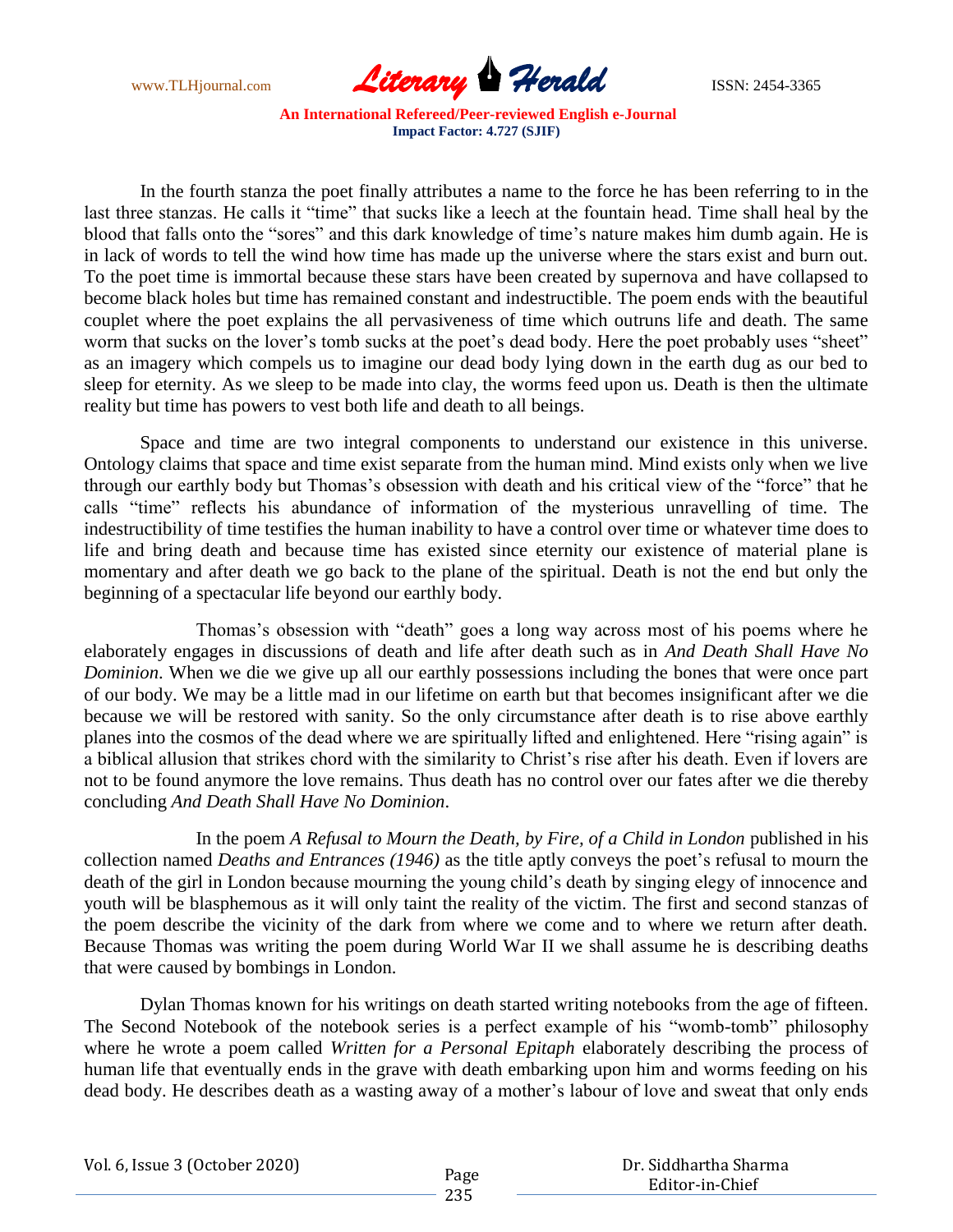In the fourth stanza the poet finally attributes a name to the force he has been referring to in the last three stanzas. He calls it "time" that sucks like a leech at the fountain head. Time shall heal by the blood that falls onto the "sores" and this dark knowledge of time's nature makes him dumb again. He is in lack of words to tell the wind how time has made up the universe where the stars exist and burn out. To the poet time is immortal because these stars have been created by supernova and have collapsed to become black holes but time has remained constant and indestructible. The poem ends with the beautiful couplet where the poet explains the all pervasiveness of time which outruns life and death. The same worm that sucks on the lover's tomb sucks at the poet's dead body. Here the poet probably uses "sheet" as an imagery which compels us to imagine our dead body lying down in the earth dug as our bed to sleep for eternity. As we sleep to be made into clay, the worms feed upon us. Death is then the ultimate reality but time has powers to vest both life and death to all beings.

Space and time are two integral components to understand our existence in this universe. Ontology claims that space and time exist separate from the human mind. Mind exists only when we live through our earthly body but Thomas's obsession with death and his critical view of the "force" that he calls "time" reflects his abundance of information of the mysterious unravelling of time. The indestructibility of time testifies the human inability to have a control over time or whatever time does to life and bring death and because time has existed since eternity our existence of material plane is momentary and after death we go back to the plane of the spiritual. Death is not the end but only the beginning of a spectacular life beyond our earthly body.

Thomas's obsession with "death" goes a long way across most of his poems where he elaborately engages in discussions of death and life after death such as in *And Death Shall Have No Dominion*. When we die we give up all our earthly possessions including the bones that were once part of our body. We may be a little mad in our lifetime on earth but that becomes insignificant after we die because we will be restored with sanity. So the only circumstance after death is to rise above earthly planes into the cosmos of the dead where we are spiritually lifted and enlightened. Here "rising again" is a biblical allusion that strikes chord with the similarity to Christ's rise after his death. Even if lovers are not to be found anymore the love remains. Thus death has no control over our fates after we die thereby concluding *And Death Shall Have No Dominion*.

In the poem *A Refusal to Mourn the Death, by Fire, of a Child in London* published in his collection named *Deaths and Entrances (1946)* as the title aptly conveys the poet's refusal to mourn the death of the girl in London because mourning the young child's death by singing elegy of innocence and youth will be blasphemous as it will only taint the reality of the victim. The first and second stanzas of the poem describe the vicinity of the dark from where we come and to where we return after death. Because Thomas was writing the poem during World War II we shall assume he is describing deaths that were caused by bombings in London.

Dylan Thomas known for his writings on death started writing notebooks from the age of fifteen. The Second Notebook of the notebook series is a perfect example of his "womb-tomb" philosophy where he wrote a poem called *Written for a Personal Epitaph* elaborately describing the process of human life that eventually ends in the grave with death embarking upon him and worms feeding on his dead body. He describes death as a wasting away of a mother's labour of love and sweat that only ends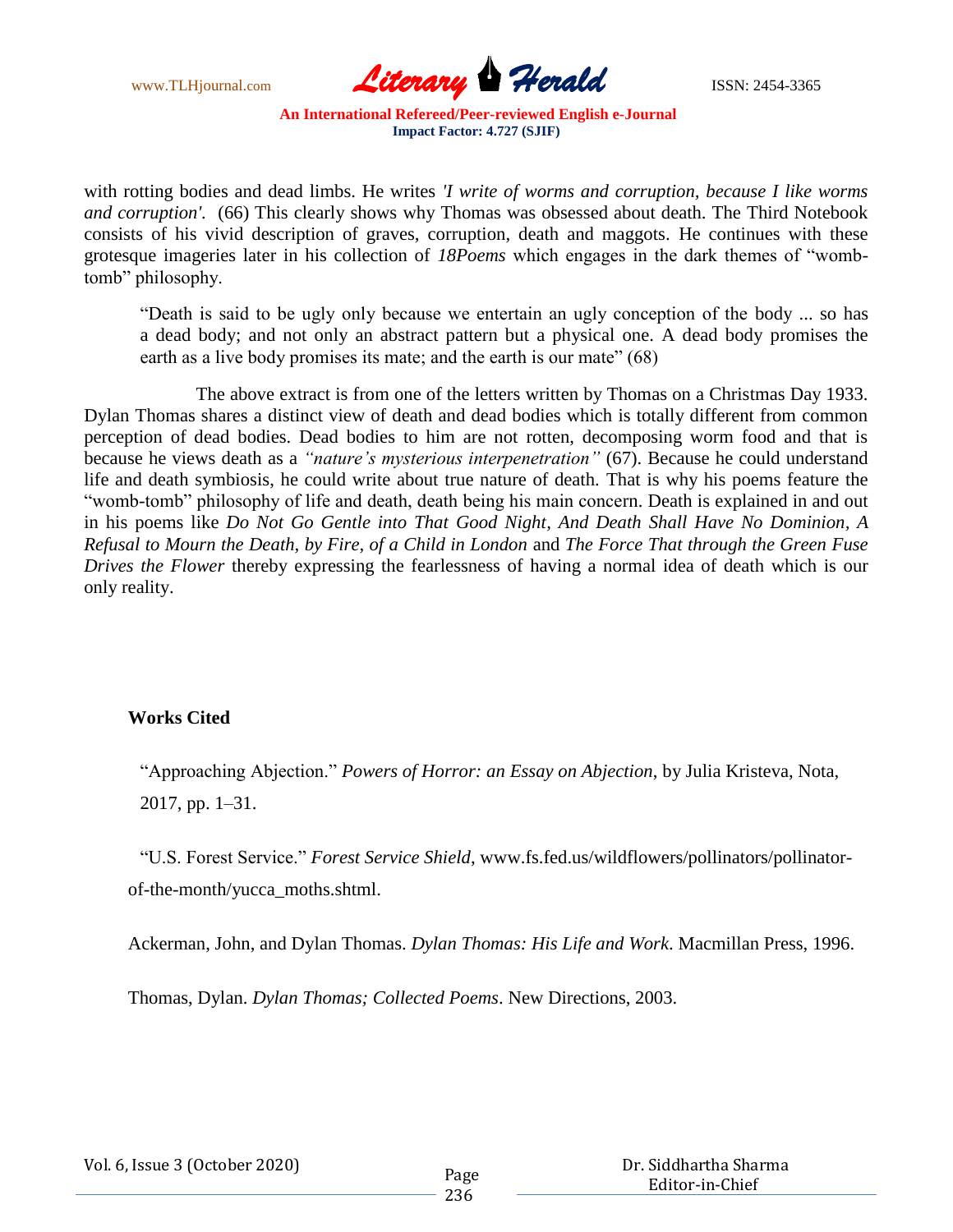with rotting bodies and dead limbs. He writes *'I write of worms and corruption, because I like worms and corruption'.* (66) This clearly shows why Thomas was obsessed about death. The Third Notebook consists of his vivid description of graves, corruption, death and maggots. He continues with these grotesque imageries later in his collection of *18Poems* which engages in the dark themes of "womb-tomb" philosophy.

> "Death is said to be ugly only because we entertain an ugly conception of the body ... so has a dead body; and not only an abstract pattern but a physical one. A dead body promises the earth as a live body promises its mate; and the earth is our mate" (68)

The above extract is from one of the letters written by Thomas on a Christmas Day 1933. Dylan Thomas shares a distinct view of death and dead bodies which is totally different from common perception of dead bodies. Dead bodies to him are not rotten, decomposing worm food and that is because he views death as a *"nature's mysterious interpenetration"* (67). Because he could understand life and death symbiosis, he could write about true nature of death. That is why his poems feature the "womb-tomb" philosophy of life and death, death being his main concern. Death is explained in and out in his poems like *Do Not Go Gentle into That Good Night, And Death Shall Have No Dominion, A Refusal to Mourn the Death, by Fire, of a Child in London* and *The Force That through the Green Fuse Drives the Flower* thereby expressing the fearlessness of having a normal idea of death which is our only reality.

## Works Cited

"Approaching Abjection." *Powers of Horror: an Essay on Abjection*, by Julia Kristeva, Nota, 2017, pp. 1–31.

"U.S. Forest Service." *Forest Service Shield*, www.fs.fed.us/wildflowers/pollinators/pollinator-of-the-month/yucca_moths.shtml.

Ackerman, John, and Dylan Thomas. *Dylan Thomas: His Life and Work*. Macmillan Press, 1996.

Thomas, Dylan. *Dylan Thomas; Collected Poems*. New Directions, 2003.